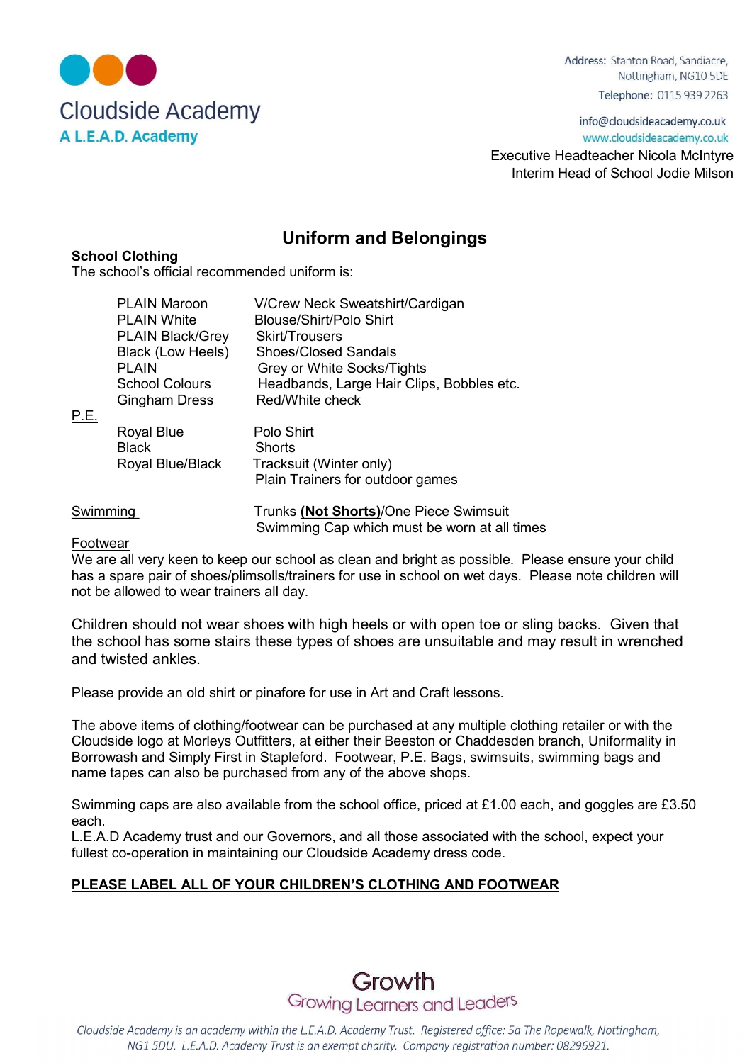Cloudside Academy

A L.E.A.D. Academy

Address: Stanton Road, Sandiacre, Nottingham, NG10 5DE

Telephone: 0115 939 2263

info@cloudsideacademy.co.uk

www.cloudsideacademy.co.uk

Executive Headteacher Nicola McIntyre

Interim Head of School Jodie Milson

# Uniform and Belongings

**School Clothing**

The school's official recommended uniform is:

| | |
|---|---|
| PLAIN Maroon | V/Crew Neck Sweatshirt/Cardigan |
| PLAIN White | Blouse/Shirt/Polo Shirt |
| PLAIN Black/Grey | Skirt/Trousers |
| Black (Low Heels) | Shoes/Closed Sandals |
| PLAIN | Grey or White Socks/Tights |
| School Colours | Headbands, Large Hair Clips, Bobbles etc. |
| Gingham Dress | Red/White check |

P.E.

| | |
|---|---|
| Royal Blue | Polo Shirt |
| Black | Shorts |
| Royal Blue/Black | Tracksuit (Winter only) |
| | Plain Trainers for outdoor games |

Swimming — Trunks **(Not Shorts)**/One Piece Swimsuit
Swimming Cap which must be worn at all times

Footwear

We are all very keen to keep our school as clean and bright as possible. Please ensure your child has a spare pair of shoes/plimsolls/trainers for use in school on wet days. Please note children will not be allowed to wear trainers all day.

Children should not wear shoes with high heels or with open toe or sling backs. Given that the school has some stairs these types of shoes are unsuitable and may result in wrenched and twisted ankles.

Please provide an old shirt or pinafore for use in Art and Craft lessons.

The above items of clothing/footwear can be purchased at any multiple clothing retailer or with the Cloudside logo at Morleys Outfitters, at either their Beeston or Chaddesden branch, Uniformality in Borrowash and Simply First in Stapleford. Footwear, P.E. Bags, swimsuits, swimming bags and name tapes can also be purchased from any of the above shops.

Swimming caps are also available from the school office, priced at £1.00 each, and goggles are £3.50 each.

L.E.A.D Academy trust and our Governors, and all those associated with the school, expect your fullest co-operation in maintaining our Cloudside Academy dress code.

**PLEASE LABEL ALL OF YOUR CHILDREN'S CLOTHING AND FOOTWEAR**

Growth

Growing Learners and Leaders

*Cloudside Academy is an academy within the L.E.A.D. Academy Trust. Registered office: 5a The Ropewalk, Nottingham, NG1 5DU. L.E.A.D. Academy Trust is an exempt charity. Company registration number: 08296921.*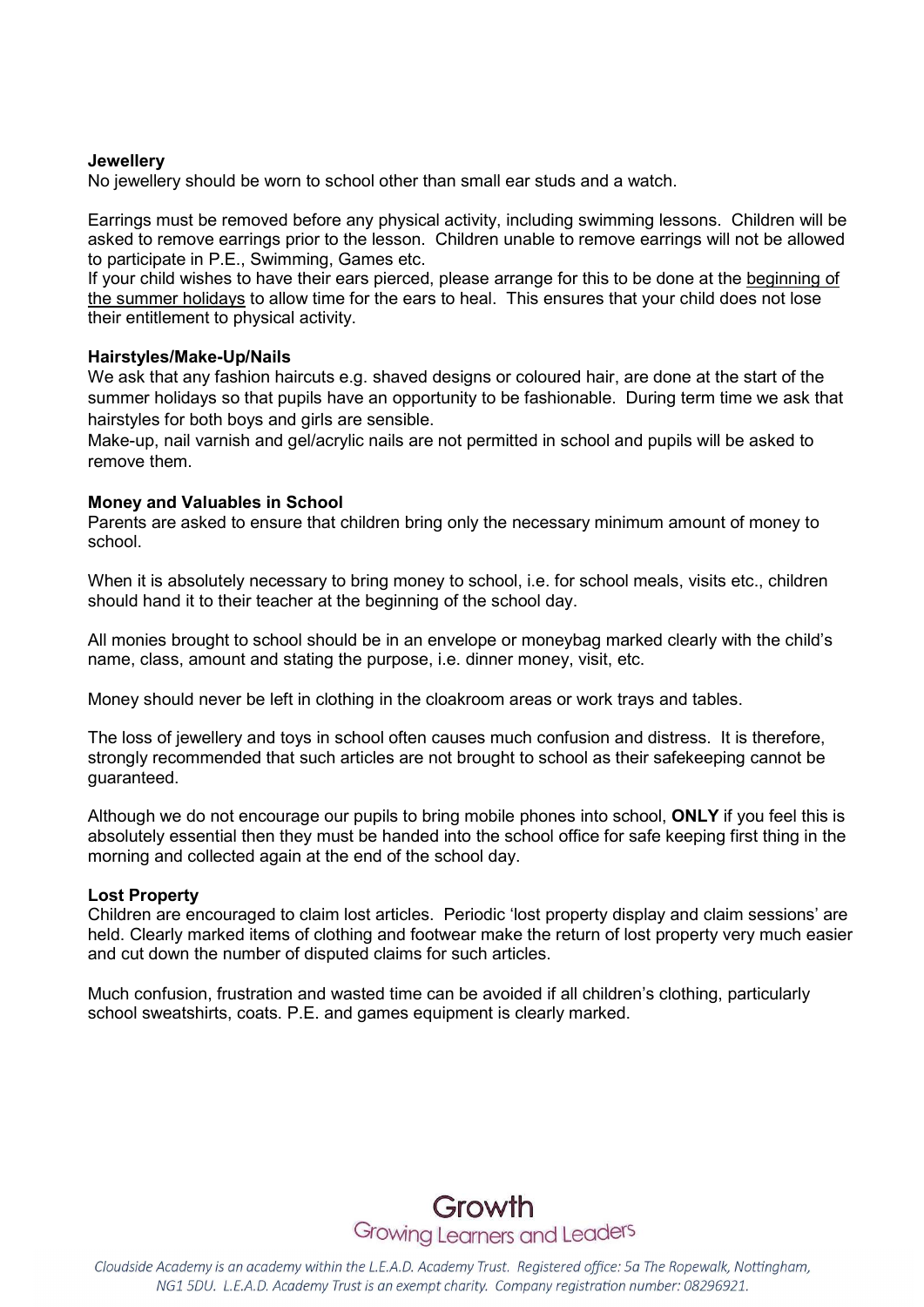**Jewellery**

No jewellery should be worn to school other than small ear studs and a watch.

Earrings must be removed before any physical activity, including swimming lessons. Children will be asked to remove earrings prior to the lesson. Children unable to remove earrings will not be allowed to participate in P.E., Swimming, Games etc.

If your child wishes to have their ears pierced, please arrange for this to be done at the beginning of the summer holidays to allow time for the ears to heal. This ensures that your child does not lose their entitlement to physical activity.

**Hairstyles/Make-Up/Nails**

We ask that any fashion haircuts e.g. shaved designs or coloured hair, are done at the start of the summer holidays so that pupils have an opportunity to be fashionable. During term time we ask that hairstyles for both boys and girls are sensible.

Make-up, nail varnish and gel/acrylic nails are not permitted in school and pupils will be asked to remove them.

**Money and Valuables in School**

Parents are asked to ensure that children bring only the necessary minimum amount of money to school.

When it is absolutely necessary to bring money to school, i.e. for school meals, visits etc., children should hand it to their teacher at the beginning of the school day.

All monies brought to school should be in an envelope or moneybag marked clearly with the child's name, class, amount and stating the purpose, i.e. dinner money, visit, etc.

Money should never be left in clothing in the cloakroom areas or work trays and tables.

The loss of jewellery and toys in school often causes much confusion and distress. It is therefore, strongly recommended that such articles are not brought to school as their safekeeping cannot be guaranteed.

Although we do not encourage our pupils to bring mobile phones into school, **ONLY** if you feel this is absolutely essential then they must be handed into the school office for safe keeping first thing in the morning and collected again at the end of the school day.

**Lost Property**

Children are encouraged to claim lost articles. Periodic 'lost property display and claim sessions' are held. Clearly marked items of clothing and footwear make the return of lost property very much easier and cut down the number of disputed claims for such articles.

Much confusion, frustration and wasted time can be avoided if all children's clothing, particularly school sweatshirts, coats. P.E. and games equipment is clearly marked.

Growth
Growing Learners and Leaders

*Cloudside Academy is an academy within the L.E.A.D. Academy Trust. Registered office: 5a The Ropewalk, Nottingham, NG1 5DU. L.E.A.D. Academy Trust is an exempt charity. Company registration number: 08296921.*